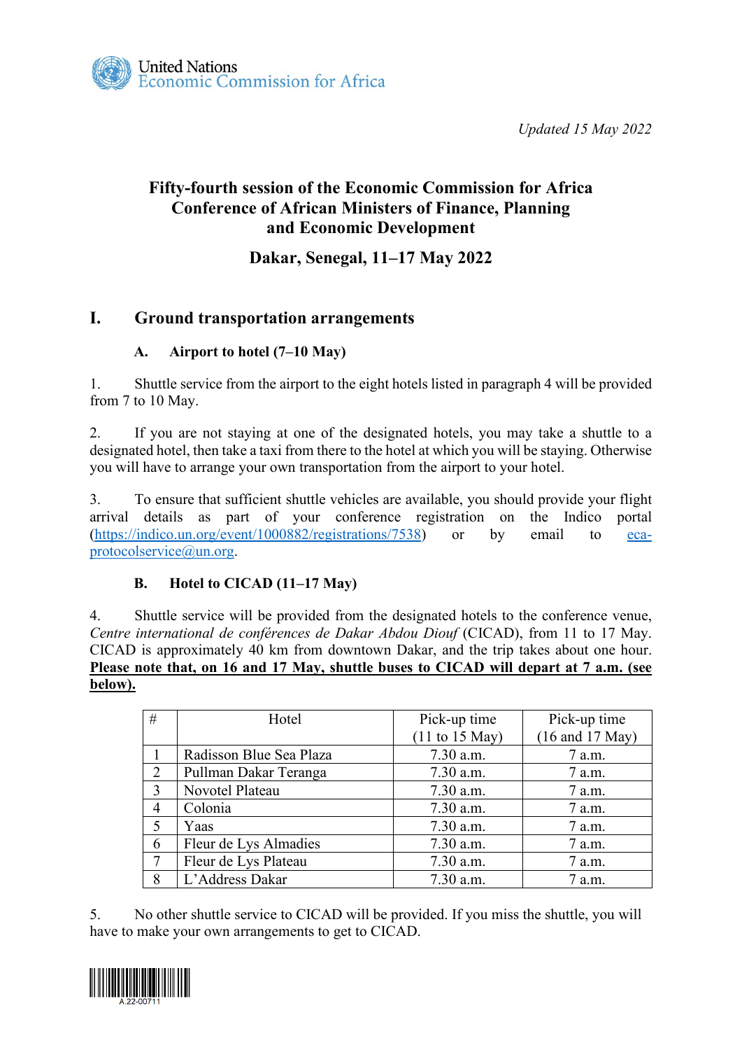United Nations
Economic Commission for Africa

*Updated 15 May 2022*

# Fifty-fourth session of the Economic Commission for Africa Conference of African Ministers of Finance, Planning and Economic Development

## Dakar, Senegal, 11–17 May 2022

## I. Ground transportation arrangements

### A. Airport to hotel (7–10 May)

1. Shuttle service from the airport to the eight hotels listed in paragraph 4 will be provided from 7 to 10 May.

2. If you are not staying at one of the designated hotels, you may take a shuttle to a designated hotel, then take a taxi from there to the hotel at which you will be staying. Otherwise you will have to arrange your own transportation from the airport to your hotel.

3. To ensure that sufficient shuttle vehicles are available, you should provide your flight arrival details as part of your conference registration on the Indico portal (https://indico.un.org/event/1000882/registrations/7538) or by email to eca-protocolservice@un.org.

### B. Hotel to CICAD (11–17 May)

4. Shuttle service will be provided from the designated hotels to the conference venue, *Centre international de conférences de Dakar Abdou Diouf* (CICAD), from 11 to 17 May. CICAD is approximately 40 km from downtown Dakar, and the trip takes about one hour. **Please note that, on 16 and 17 May, shuttle buses to CICAD will depart at 7 a.m. (see below).**

| # | Hotel | Pick-up time (11 to 15 May) | Pick-up time (16 and 17 May) |
|---|---|---|---|
| 1 | Radisson Blue Sea Plaza | 7.30 a.m. | 7 a.m. |
| 2 | Pullman Dakar Teranga | 7.30 a.m. | 7 a.m. |
| 3 | Novotel Plateau | 7.30 a.m. | 7 a.m. |
| 4 | Colonia | 7.30 a.m. | 7 a.m. |
| 5 | Yaas | 7.30 a.m. | 7 a.m. |
| 6 | Fleur de Lys Almadies | 7.30 a.m. | 7 a.m. |
| 7 | Fleur de Lys Plateau | 7.30 a.m. | 7 a.m. |
| 8 | L'Address Dakar | 7.30 a.m. | 7 a.m. |

5. No other shuttle service to CICAD will be provided. If you miss the shuttle, you will have to make your own arrangements to get to CICAD.

A.22-00711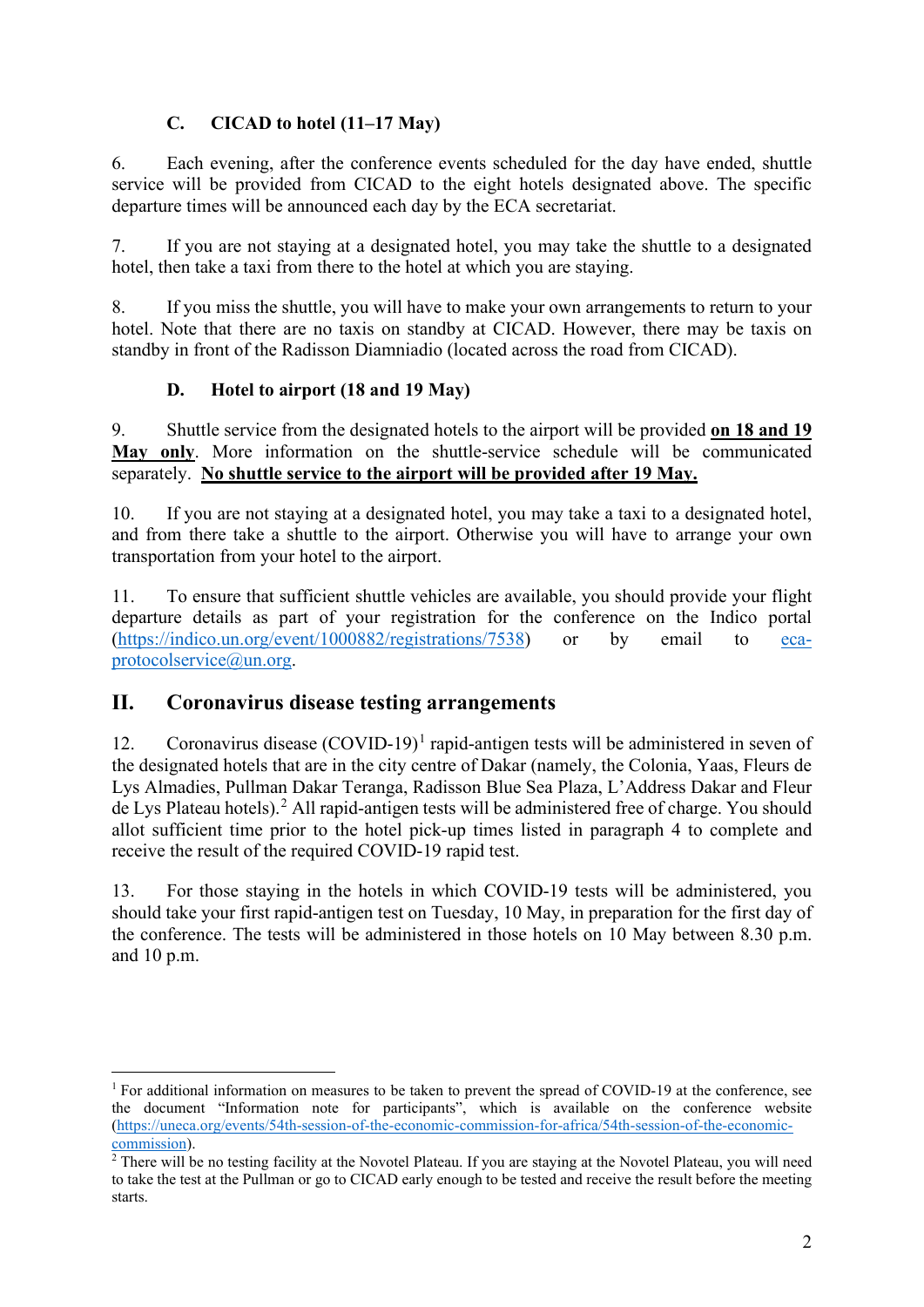### C. CICAD to hotel (11–17 May)

6. Each evening, after the conference events scheduled for the day have ended, shuttle service will be provided from CICAD to the eight hotels designated above. The specific departure times will be announced each day by the ECA secretariat.

7. If you are not staying at a designated hotel, you may take the shuttle to a designated hotel, then take a taxi from there to the hotel at which you are staying.

8. If you miss the shuttle, you will have to make your own arrangements to return to your hotel. Note that there are no taxis on standby at CICAD. However, there may be taxis on standby in front of the Radisson Diamniadio (located across the road from CICAD).

### D. Hotel to airport (18 and 19 May)

9. Shuttle service from the designated hotels to the airport will be provided **on 18 and 19 May only**. More information on the shuttle-service schedule will be communicated separately. **No shuttle service to the airport will be provided after 19 May.**

10. If you are not staying at a designated hotel, you may take a taxi to a designated hotel, and from there take a shuttle to the airport. Otherwise you will have to arrange your own transportation from your hotel to the airport.

11. To ensure that sufficient shuttle vehicles are available, you should provide your flight departure details as part of your registration for the conference on the Indico portal (https://indico.un.org/event/1000882/registrations/7538) or by email to eca-protocolservice@un.org.

## II. Coronavirus disease testing arrangements

12. Coronavirus disease (COVID-19)[1] rapid-antigen tests will be administered in seven of the designated hotels that are in the city centre of Dakar (namely, the Colonia, Yaas, Fleurs de Lys Almadies, Pullman Dakar Teranga, Radisson Blue Sea Plaza, L'Address Dakar and Fleur de Lys Plateau hotels).[2] All rapid-antigen tests will be administered free of charge. You should allot sufficient time prior to the hotel pick-up times listed in paragraph 4 to complete and receive the result of the required COVID-19 rapid test.

13. For those staying in the hotels in which COVID-19 tests will be administered, you should take your first rapid-antigen test on Tuesday, 10 May, in preparation for the first day of the conference. The tests will be administered in those hotels on 10 May between 8.30 p.m. and 10 p.m.

---

[1] For additional information on measures to be taken to prevent the spread of COVID-19 at the conference, see the document "Information note for participants", which is available on the conference website (https://uneca.org/events/54th-session-of-the-economic-commission-for-africa/54th-session-of-the-economic-commission).

[2] There will be no testing facility at the Novotel Plateau. If you are staying at the Novotel Plateau, you will need to take the test at the Pullman or go to CICAD early enough to be tested and receive the result before the meeting starts.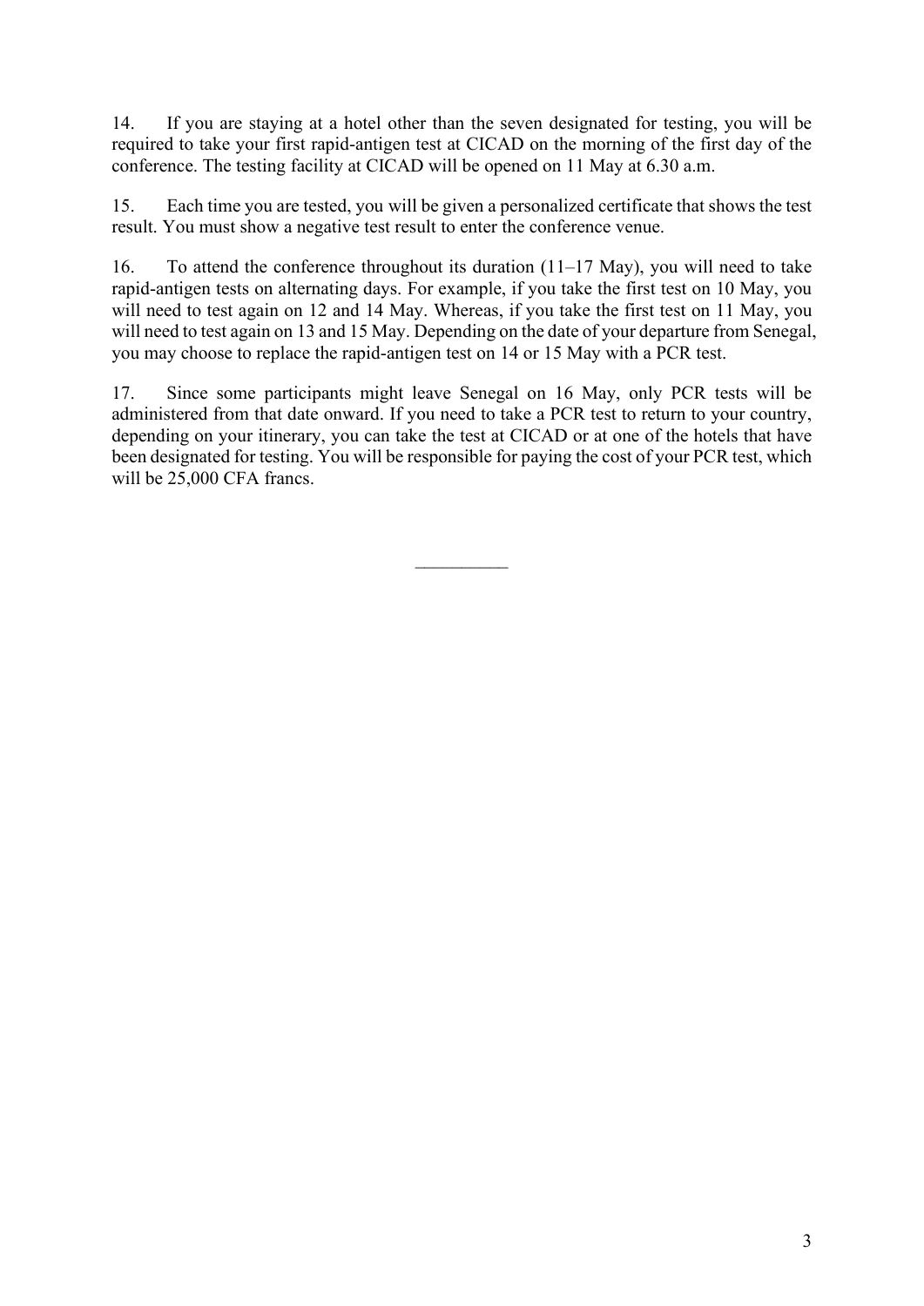14. If you are staying at a hotel other than the seven designated for testing, you will be required to take your first rapid-antigen test at CICAD on the morning of the first day of the conference. The testing facility at CICAD will be opened on 11 May at 6.30 a.m.

15. Each time you are tested, you will be given a personalized certificate that shows the test result. You must show a negative test result to enter the conference venue.

16. To attend the conference throughout its duration (11–17 May), you will need to take rapid-antigen tests on alternating days. For example, if you take the first test on 10 May, you will need to test again on 12 and 14 May. Whereas, if you take the first test on 11 May, you will need to test again on 13 and 15 May. Depending on the date of your departure from Senegal, you may choose to replace the rapid-antigen test on 14 or 15 May with a PCR test.

17. Since some participants might leave Senegal on 16 May, only PCR tests will be administered from that date onward. If you need to take a PCR test to return to your country, depending on your itinerary, you can take the test at CICAD or at one of the hotels that have been designated for testing. You will be responsible for paying the cost of your PCR test, which will be 25,000 CFA francs.

__________